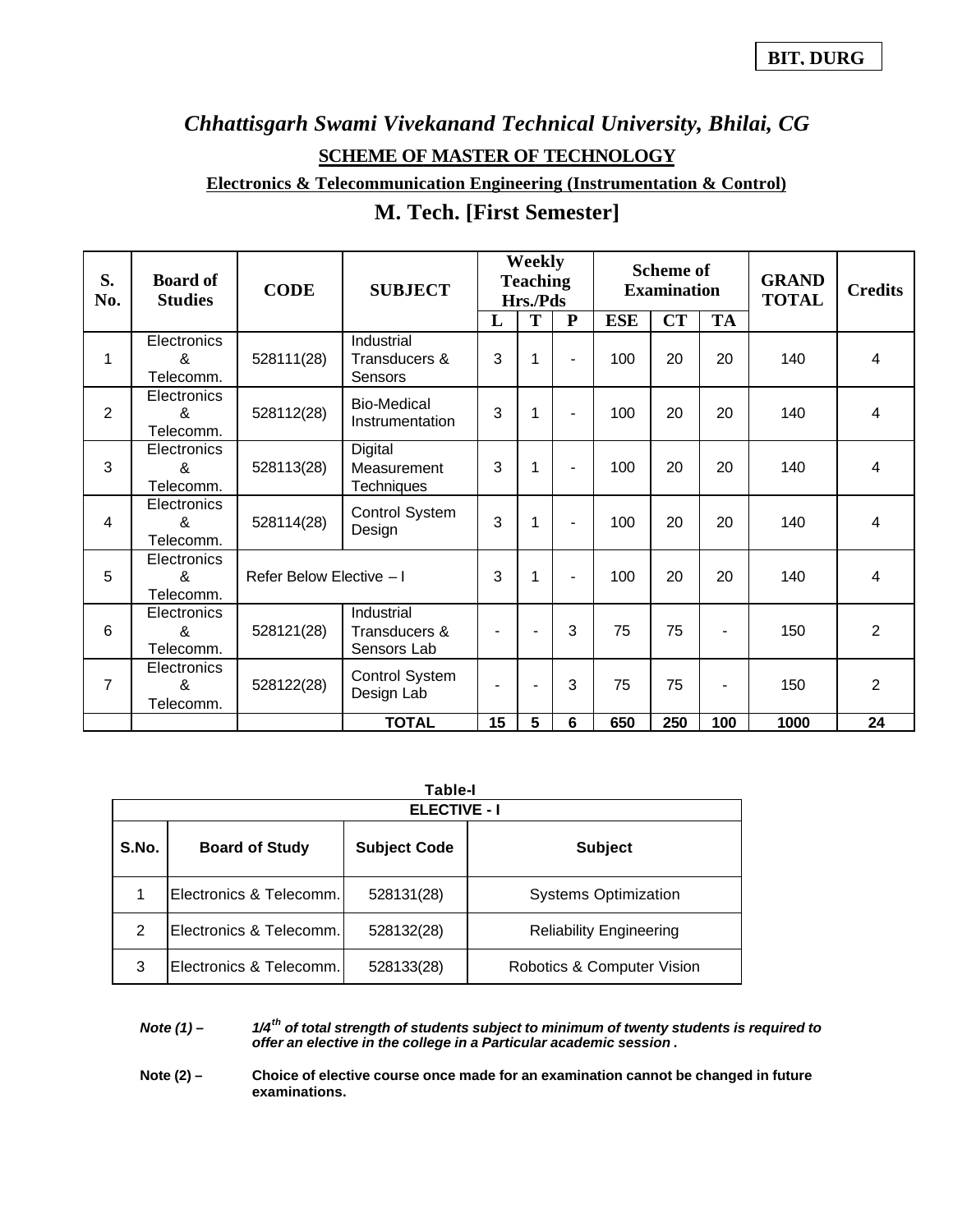BIT, DURG

# *Chhattisgarh Swami Vivekanand Technical University, Bhilai, CG*

## SCHEME OF MASTER OF TECHNOLOGY

### Electronics & Telecommunication Engineering (Instrumentation & Control)

## M. Tech. [First Semester]

| S. No. | Board of Studies | CODE | SUBJECT | Weekly Teaching Hrs./Pds | | | Scheme of Examination | | | GRAND TOTAL | Credits |
|---|---|---|---|---|---|---|---|---|---|---|---|
| | | | | L | T | P | ESE | CT | TA | | |
| 1 | Electronics & Telecomm. | 528111(28) | Industrial Transducers & Sensors | 3 | 1 | - | 100 | 20 | 20 | 140 | 4 |
| 2 | Electronics & Telecomm. | 528112(28) | Bio-Medical Instrumentation | 3 | 1 | - | 100 | 20 | 20 | 140 | 4 |
| 3 | Electronics & Telecomm. | 528113(28) | Digital Measurement Techniques | 3 | 1 | - | 100 | 20 | 20 | 140 | 4 |
| 4 | Electronics & Telecomm. | 528114(28) | Control System Design | 3 | 1 | - | 100 | 20 | 20 | 140 | 4 |
| 5 | Electronics & Telecomm. | Refer Below Elective – I | | 3 | 1 | - | 100 | 20 | 20 | 140 | 4 |
| 6 | Electronics & Telecomm. | 528121(28) | Industrial Transducers & Sensors Lab | - | - | 3 | 75 | 75 | - | 150 | 2 |
| 7 | Electronics & Telecomm. | 528122(28) | Control System Design Lab | - | - | 3 | 75 | 75 | - | 150 | 2 |
| | | | **TOTAL** | **15** | **5** | **6** | **650** | **250** | **100** | **1000** | **24** |

**Table-I**

| ELECTIVE - I | | | |
|---|---|---|---|
| **S.No.** | **Board of Study** | **Subject Code** | **Subject** |
| 1 | Electronics & Telecomm. | 528131(28) | Systems Optimization |
| 2 | Electronics & Telecomm. | 528132(28) | Reliability Engineering |
| 3 | Electronics & Telecomm. | 528133(28) | Robotics & Computer Vision |

***Note (1) –*** ***1/4th of total strength of students subject to minimum of twenty students is required to offer an elective in the college in a Particular academic session .***

**Note (2) –** **Choice of elective course once made for an examination cannot be changed in future examinations.**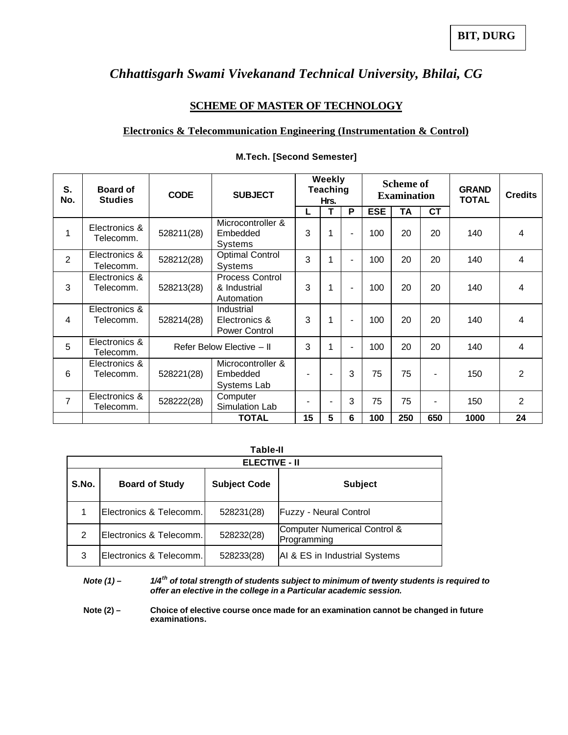BIT, DURG

# *Chhattisgarh Swami Vivekanand Technical University, Bhilai, CG*

## SCHEME OF MASTER OF TECHNOLOGY

### Electronics & Telecommunication Engineering (Instrumentation & Control)

**M.Tech. [Second Semester]**

| S. No. | Board of Studies | CODE | SUBJECT | Weekly Teaching Hrs. | | | Scheme of Examination | | | GRAND TOTAL | Credits |
|---|---|---|---|---|---|---|---|---|---|---|---|
| | | | | L | T | P | ESE | TA | CT | | |
| 1 | Electronics & Telecomm. | 528211(28) | Microcontroller & Embedded Systems | 3 | 1 | - | 100 | 20 | 20 | 140 | 4 |
| 2 | Electronics & Telecomm. | 528212(28) | Optimal Control Systems | 3 | 1 | - | 100 | 20 | 20 | 140 | 4 |
| 3 | Electronics & Telecomm. | 528213(28) | Process Control & Industrial Automation | 3 | 1 | - | 100 | 20 | 20 | 140 | 4 |
| 4 | Electronics & Telecomm. | 528214(28) | Industrial Electronics & Power Control | 3 | 1 | - | 100 | 20 | 20 | 140 | 4 |
| 5 | Electronics & Telecomm. | Refer Below Elective – II | | 3 | 1 | - | 100 | 20 | 20 | 140 | 4 |
| 6 | Electronics & Telecomm. | 528221(28) | Microcontroller & Embedded Systems Lab | - | - | 3 | 75 | 75 | - | 150 | 2 |
| 7 | Electronics & Telecomm. | 528222(28) | Computer Simulation Lab | - | - | 3 | 75 | 75 | - | 150 | 2 |
| | | | **TOTAL** | **15** | **5** | **6** | **100** | **250** | **650** | **1000** | **24** |

**Table-II**

| ELECTIVE - II | | | |
|---|---|---|---|
| **S.No.** | **Board of Study** | **Subject Code** | **Subject** |
| 1 | Electronics & Telecomm. | 528231(28) | Fuzzy - Neural Control |
| 2 | Electronics & Telecomm. | 528232(28) | Computer Numerical Control & Programming |
| 3 | Electronics & Telecomm. | 528233(28) | AI & ES in Industrial Systems |

***Note (1) –*** ***1/4th of total strength of students subject to minimum of twenty students is required to offer an elective in the college in a Particular academic session.***

**Note (2) –** **Choice of elective course once made for an examination cannot be changed in future examinations.**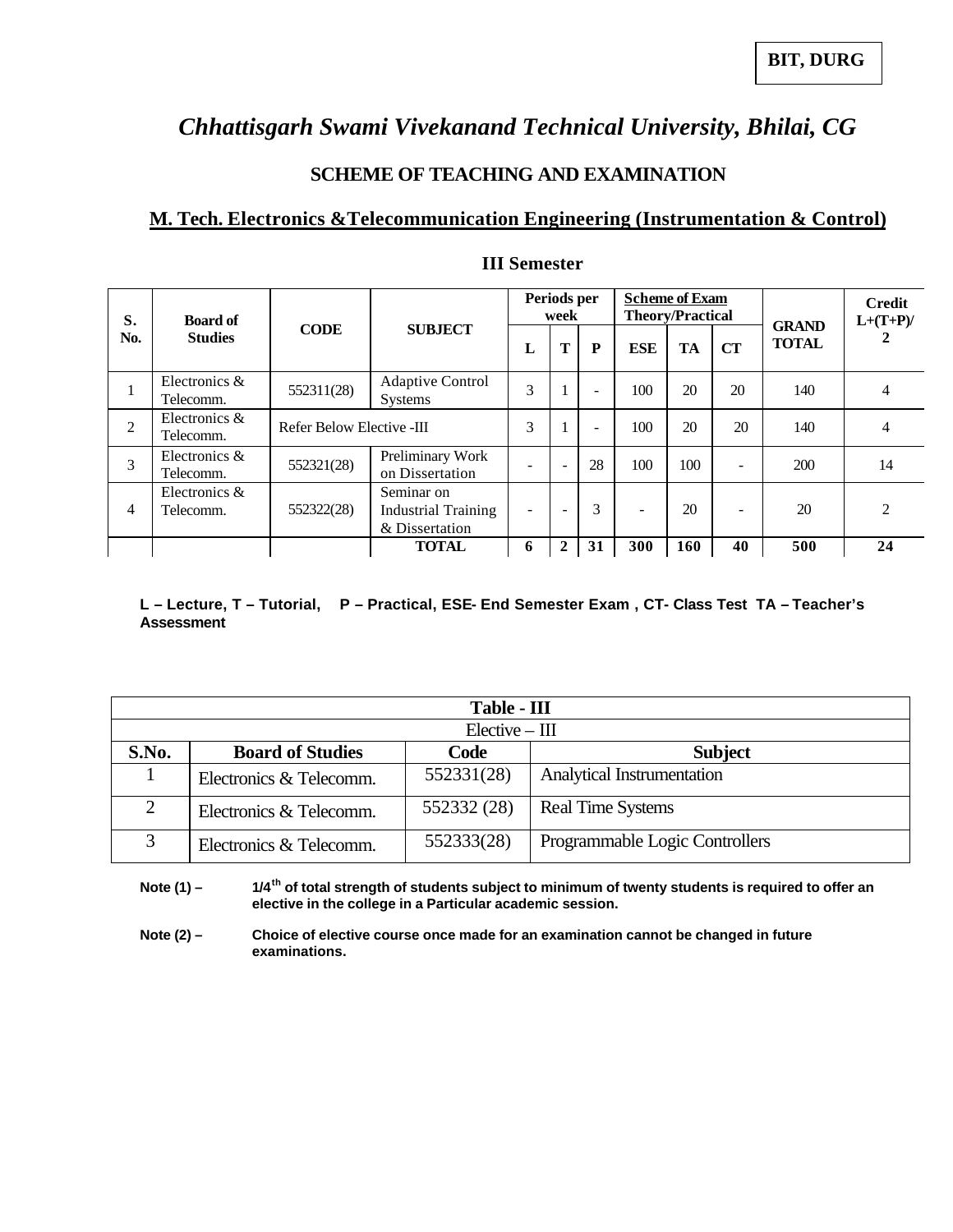BIT, DURG

# *Chhattisgarh Swami Vivekanand Technical University, Bhilai, CG*

## SCHEME OF TEACHING AND EXAMINATION

### M. Tech. Electronics &Telecommunication Engineering (Instrumentation & Control)

### III Semester

| S. No. | Board of Studies | CODE | SUBJECT | Periods per week | | | Scheme of Exam Theory/Practical | | | GRAND TOTAL | Credit L+(T+P)/2 |
|---|---|---|---|---|---|---|---|---|---|---|---|
| | | | | L | T | P | ESE | TA | CT | | |
| 1 | Electronics & Telecomm. | 552311(28) | Adaptive Control Systems | 3 | 1 | - | 100 | 20 | 20 | 140 | 4 |
| 2 | Electronics & Telecomm. | Refer Below Elective -III | | 3 | 1 | - | 100 | 20 | 20 | 140 | 4 |
| 3 | Electronics & Telecomm. | 552321(28) | Preliminary Work on Dissertation | - | - | 28 | 100 | 100 | - | 200 | 14 |
| 4 | Electronics & Telecomm. | 552322(28) | Seminar on Industrial Training & Dissertation | - | - | 3 | - | 20 | - | 20 | 2 |
| | | | **TOTAL** | **6** | **2** | **31** | **300** | **160** | **40** | **500** | **24** |

**L – Lecture, T – Tutorial, P – Practical, ESE- End Semester Exam , CT- Class Test TA – Teacher's Assessment**

| Table - III | | | |
|---|---|---|---|
| Elective – III | | | |
| **S.No.** | **Board of Studies** | **Code** | **Subject** |
| 1 | Electronics & Telecomm. | 552331(28) | Analytical Instrumentation |
| 2 | Electronics & Telecomm. | 552332 (28) | Real Time Systems |
| 3 | Electronics & Telecomm. | 552333(28) | Programmable Logic Controllers |

**Note (1) –** **1/4th of total strength of students subject to minimum of twenty students is required to offer an elective in the college in a Particular academic session.**

**Note (2) –** **Choice of elective course once made for an examination cannot be changed in future examinations.**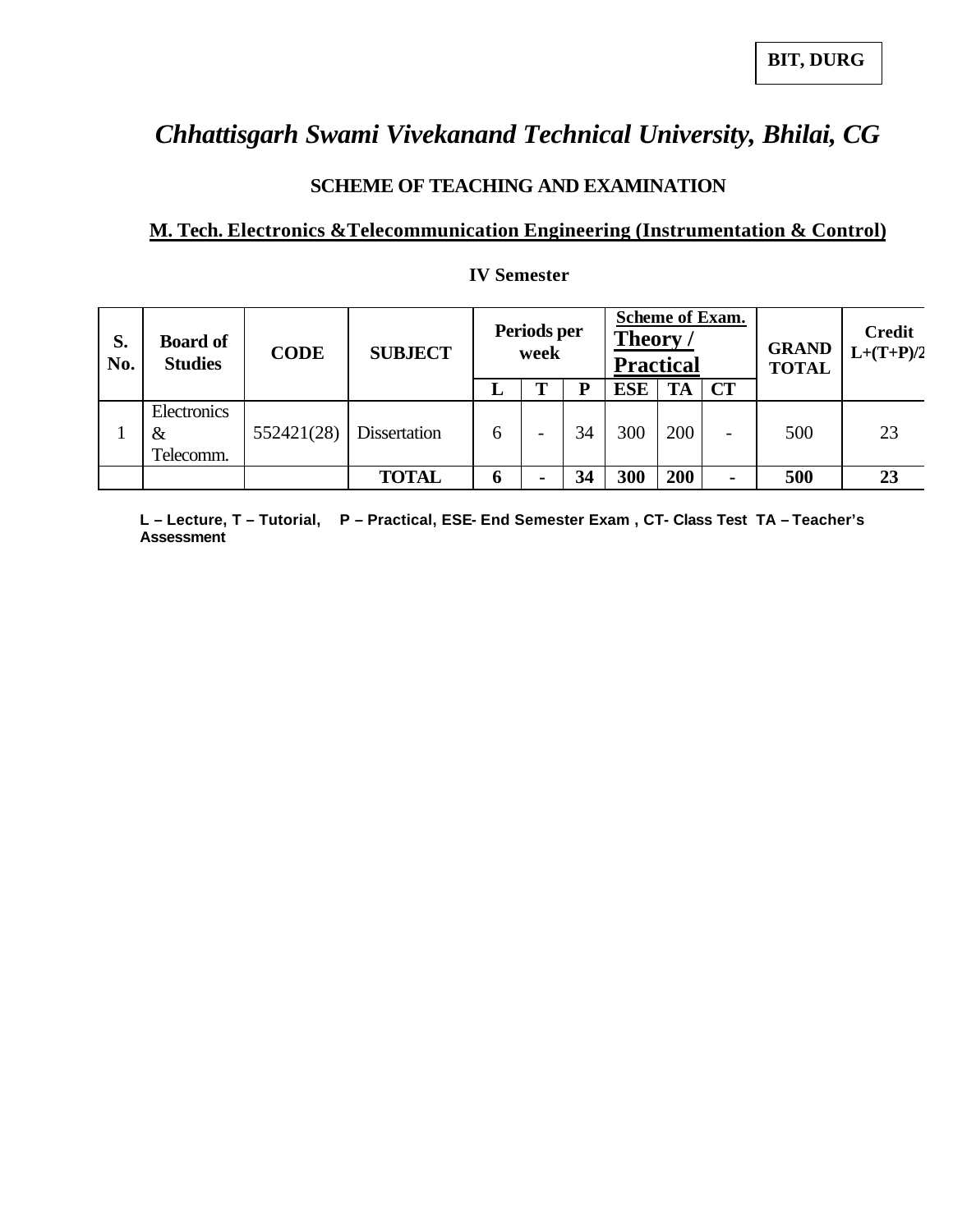BIT, DURG

# *Chhattisgarh Swami Vivekanand Technical University, Bhilai, CG*

## SCHEME OF TEACHING AND EXAMINATION

### M. Tech. Electronics &Telecommunication Engineering (Instrumentation & Control)

**IV Semester**

| S. No. | Board of Studies | CODE | SUBJECT | Periods per week | | | Scheme of Exam. Theory / Practical | | | GRAND TOTAL | Credit L+(T+P)/2 |
|---|---|---|---|---|---|---|---|---|---|---|---|
| | | | | L | T | P | ESE | TA | CT | | |
| 1 | Electronics & Telecomm. | 552421(28) | Dissertation | 6 | - | 34 | 300 | 200 | - | 500 | 23 |
| | | | **TOTAL** | **6** | **-** | **34** | **300** | **200** | **-** | **500** | **23** |

**L – Lecture, T – Tutorial, P – Practical, ESE- End Semester Exam , CT- Class Test TA – Teacher's Assessment**